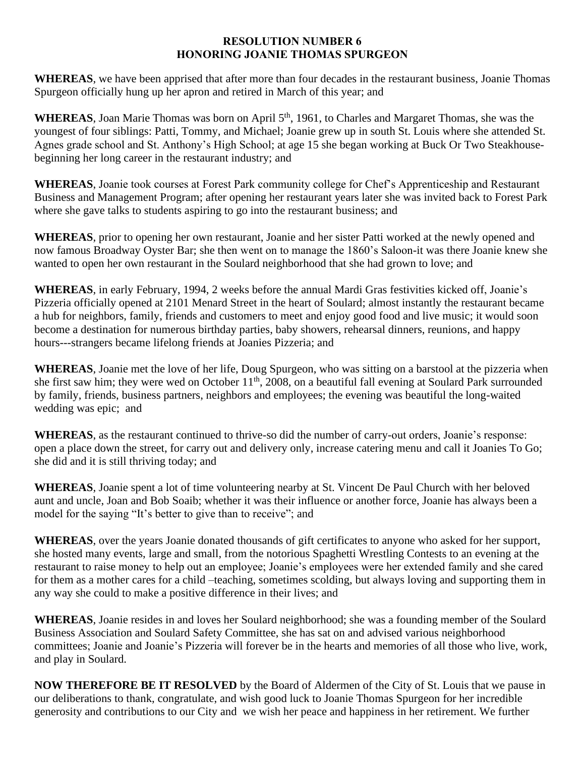**RESOLUTION NUMBER 6**
**HONORING JOANIE THOMAS SPURGEON**

**WHEREAS**, we have been apprised that after more than four decades in the restaurant business, Joanie Thomas Spurgeon officially hung up her apron and retired in March of this year; and

**WHEREAS**, Joan Marie Thomas was born on April 5th, 1961, to Charles and Margaret Thomas, she was the youngest of four siblings: Patti, Tommy, and Michael; Joanie grew up in south St. Louis where she attended St. Agnes grade school and St. Anthony's High School; at age 15 she began working at Buck Or Two Steakhouse-beginning her long career in the restaurant industry; and

**WHEREAS**, Joanie took courses at Forest Park community college for Chef's Apprenticeship and Restaurant Business and Management Program; after opening her restaurant years later she was invited back to Forest Park where she gave talks to students aspiring to go into the restaurant business; and

**WHEREAS**, prior to opening her own restaurant, Joanie and her sister Patti worked at the newly opened and now famous Broadway Oyster Bar; she then went on to manage the 1860's Saloon-it was there Joanie knew she wanted to open her own restaurant in the Soulard neighborhood that she had grown to love; and

**WHEREAS**, in early February, 1994, 2 weeks before the annual Mardi Gras festivities kicked off, Joanie's Pizzeria officially opened at 2101 Menard Street in the heart of Soulard; almost instantly the restaurant became a hub for neighbors, family, friends and customers to meet and enjoy good food and live music; it would soon become a destination for numerous birthday parties, baby showers, rehearsal dinners, reunions, and happy hours---strangers became lifelong friends at Joanies Pizzeria; and

**WHEREAS**, Joanie met the love of her life, Doug Spurgeon, who was sitting on a barstool at the pizzeria when she first saw him; they were wed on October 11th, 2008, on a beautiful fall evening at Soulard Park surrounded by family, friends, business partners, neighbors and employees; the evening was beautiful the long-waited wedding was epic; and

**WHEREAS**, as the restaurant continued to thrive-so did the number of carry-out orders, Joanie's response: open a place down the street, for carry out and delivery only, increase catering menu and call it Joanies To Go; she did and it is still thriving today; and

**WHEREAS**, Joanie spent a lot of time volunteering nearby at St. Vincent De Paul Church with her beloved aunt and uncle, Joan and Bob Soaib; whether it was their influence or another force, Joanie has always been a model for the saying "It's better to give than to receive"; and

**WHEREAS**, over the years Joanie donated thousands of gift certificates to anyone who asked for her support, she hosted many events, large and small, from the notorious Spaghetti Wrestling Contests to an evening at the restaurant to raise money to help out an employee; Joanie's employees were her extended family and she cared for them as a mother cares for a child –teaching, sometimes scolding, but always loving and supporting them in any way she could to make a positive difference in their lives; and

**WHEREAS**, Joanie resides in and loves her Soulard neighborhood; she was a founding member of the Soulard Business Association and Soulard Safety Committee, she has sat on and advised various neighborhood committees; Joanie and Joanie's Pizzeria will forever be in the hearts and memories of all those who live, work, and play in Soulard.

**NOW THEREFORE BE IT RESOLVED** by the Board of Aldermen of the City of St. Louis that we pause in our deliberations to thank, congratulate, and wish good luck to Joanie Thomas Spurgeon for her incredible generosity and contributions to our City and we wish her peace and happiness in her retirement. We further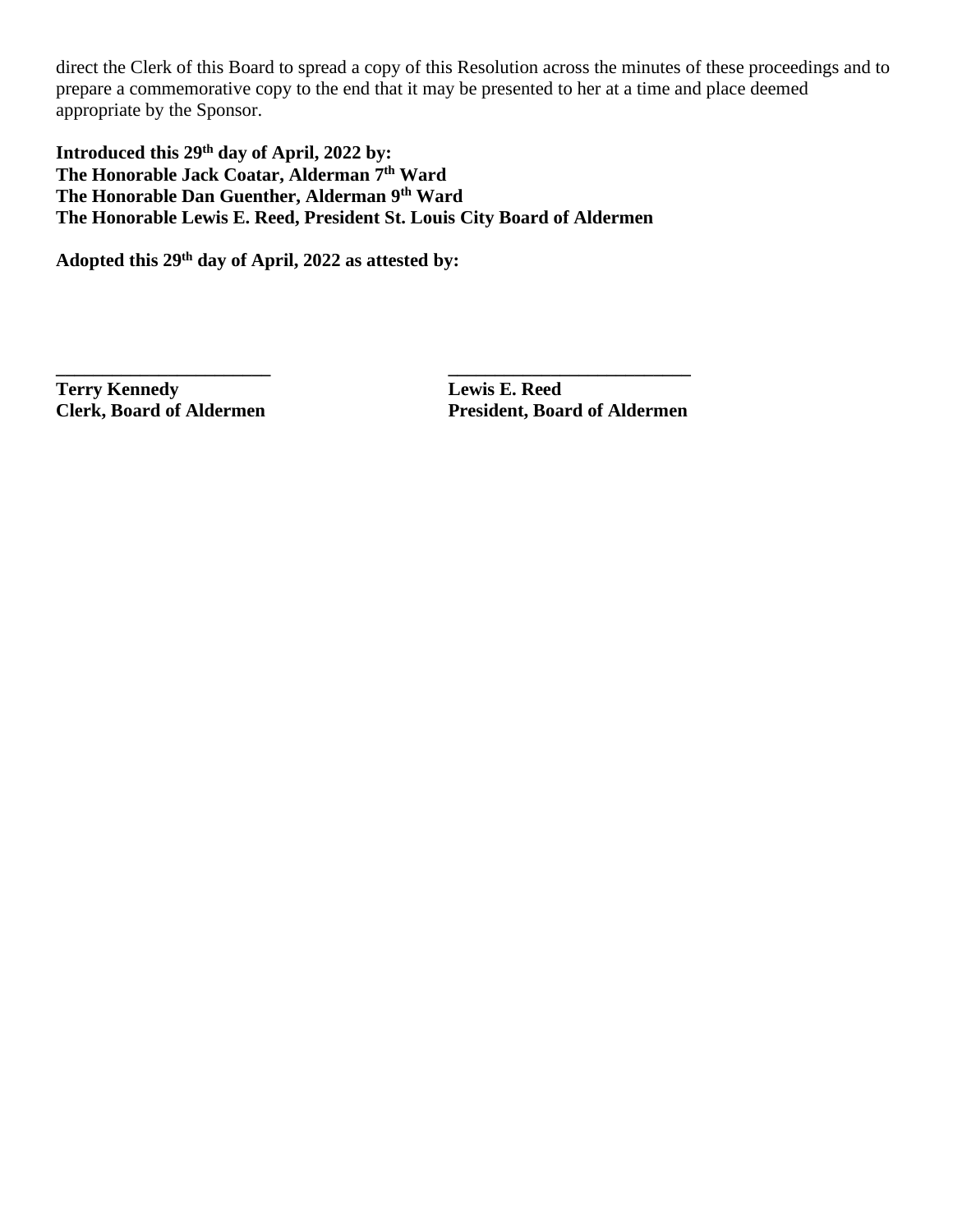direct the Clerk of this Board to spread a copy of this Resolution across the minutes of these proceedings and to prepare a commemorative copy to the end that it may be presented to her at a time and place deemed appropriate by the Sponsor.

**Introduced this 29th day of April, 2022 by:**
**The Honorable Jack Coatar, Alderman 7th Ward**
**The Honorable Dan Guenther, Alderman 9th Ward**
**The Honorable Lewis E. Reed, President St. Louis City Board of Aldermen**

**Adopted this 29th day of April, 2022 as attested by:**

| | |
|---|---|
| ________________________ | ___________________________ |
| **Terry Kennedy** | **Lewis E. Reed** |
| **Clerk, Board of Aldermen** | **President, Board of Aldermen** |